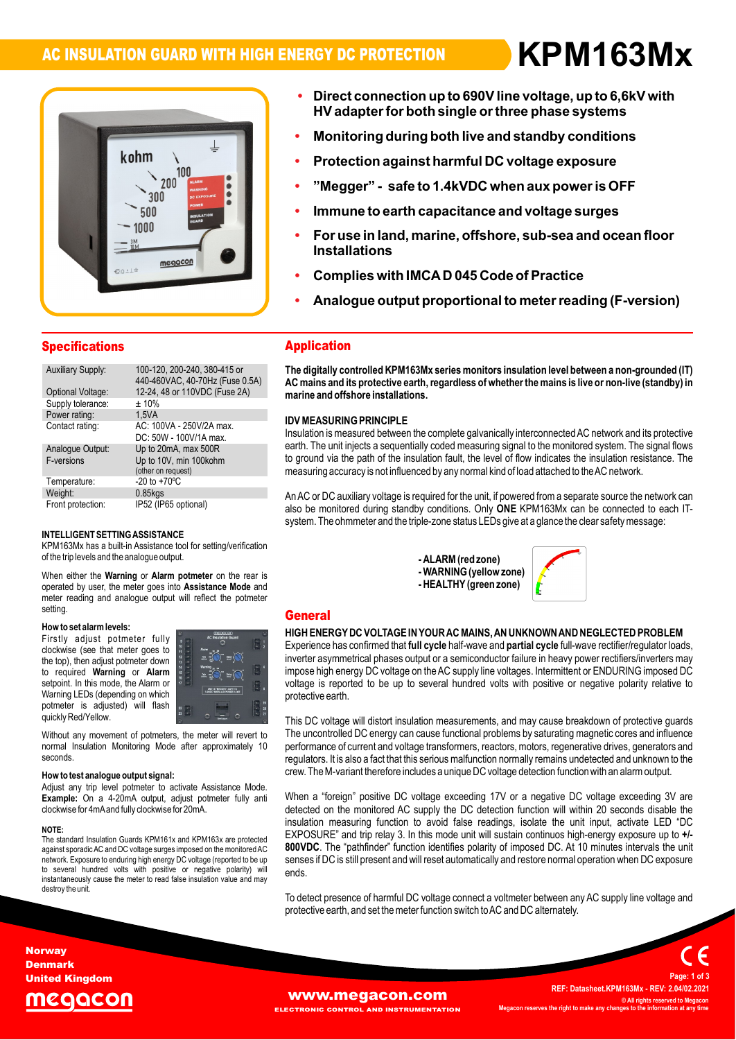# AC INSULATION GUARD WITH HIGH ENERGY DC PROTECTION

# KPM163Mx

- **Direct connection up to 690V line voltage, up to 6,6kV with HV adapter for both single or three phase systems**
- **Monitoring during both live and standby conditions**
- **Protection against harmful DC voltage exposure**
- **"Megger" - safe to 1.4kVDC when aux power is OFF**
- **Immune to earth capacitance and voltage surges**
- **For use in land, marine, offshore, sub-sea and ocean floor Installations**
- **Complies with IMCA D 045 Code of Practice**
- **Analogue output proportional to meter reading (F-version)**

## Specifications

| | |
|---|---|
| Auxiliary Supply: | 100-120, 200-240, 380-415 or 440-460VAC, 40-70Hz (Fuse 0.5A) |
| Optional Voltage: | 12-24, 48 or 110VDC (Fuse 2A) |
| Supply tolerance: | ± 10% |
| Power rating: | 1,5VA |
| Contact rating: | AC: 100VA - 250V/2A max.<br>DC: 50W - 100V/1A max. |
| Analogue Output:<br>F-versions | Up to 20mA, max 500R<br>Up to 10V, min 100kohm<br>(other on request) |
| Temperature: | -20 to +70ºC |
| Weight: | 0.85kgs |
| Front protection: | IP52 (IP65 optional) |

### INTELLIGENT SETTING ASSISTANCE

KPM163Mx has a built-in Assistance tool for setting/verification of the trip levels and the analogue output.

When either the **Warning** or **Alarm potmeter** on the rear is operated by user, the meter goes into **Assistance Mode** and meter reading and analogue output will reflect the potmeter setting.

**How to set alarm levels:**

Firstly adjust potmeter fully clockwise (see that meter goes to the top), then adjust potmeter down to required **Warning** or **Alarm** setpoint. In this mode, the Alarm or Warning LEDs (depending on which potmeter is adjusted) will flash quickly Red/Yellow.

Without any movement of potmeters, the meter will revert to normal Insulation Monitoring Mode after approximately 10 seconds.

**How to test analogue output signal:**

Adjust any trip level potmeter to activate Assistance Mode. **Example:** On a 4-20mA output, adjust potmeter fully anti clockwise for 4mA and fully clockwise for 20mA.

**NOTE:**

The standard Insulation Guards KPM161x and KPM163x are protected against sporadic AC and DC voltage surges imposed on the monitored AC network. Exposure to enduring high energy DC voltage (reported to be up to several hundred volts with positive or negative polarity) will instantaneously cause the meter to read false insulation value and may destroy the unit.

## Application

**The digitally controlled KPM163Mx series monitors insulation level between a non-grounded (IT) AC mains and its protective earth, regardless of whether the mains is live or non-live (standby) in marine and offshore installations.**

### IDV MEASURING PRINCIPLE

Insulation is measured between the complete galvanically interconnected AC network and its protective earth. The unit injects a sequentially coded measuring signal to the monitored system. The signal flows to ground via the path of the insulation fault, the level of flow indicates the insulation resistance. The measuring accuracy is not influenced by any normal kind of load attached to the AC network.

An AC or DC auxiliary voltage is required for the unit, if powered from a separate source the network can also be monitored during standby conditions. Only **ONE** KPM163Mx can be connected to each IT-system. The ohmmeter and the triple-zone status LEDs give at a glance the clear safety message:

- **ALARM (red zone)**
- **WARNING (yellow zone)**
- **HEALTHY (green zone)**

## General

### HIGH ENERGY DC VOLTAGE IN YOUR AC MAINS, AN UNKNOWN AND NEGLECTED PROBLEM

Experience has confirmed that **full cycle** half-wave and **partial cycle** full-wave rectifier/regulator loads, inverter asymmetrical phases output or a semiconductor failure in heavy power rectifiers/inverters may impose high energy DC voltage on the AC supply line voltages. Intermittent or ENDURING imposed DC voltage is reported to be up to several hundred volts with positive or negative polarity relative to protective earth.

This DC voltage will distort insulation measurements, and may cause breakdown of protective guards The uncontrolled DC energy can cause functional problems by saturating magnetic cores and influence performance of current and voltage transformers, reactors, motors, regenerative drives, generators and regulators. It is also a fact that this serious malfunction normally remains undetected and unknown to the crew. The M-variant therefore includes a unique DC voltage detection function with an alarm output.

When a "foreign" positive DC voltage exceeding 17V or a negative DC voltage exceeding 3V are detected on the monitored AC supply the DC detection function will within 20 seconds disable the insulation measuring function to avoid false readings, isolate the unit input, activate LED "DC EXPOSURE" and trip relay 3. In this mode unit will sustain continuos high-energy exposure up to **+/- 800VDC**. The "pathfinder" function identifies polarity of imposed DC. At 10 minutes intervals the unit senses if DC is still present and will reset automatically and restore normal operation when DC exposure ends.

To detect presence of harmful DC voltage connect a voltmeter between any AC supply line voltage and protective earth, and set the meter function switch to AC and DC alternately.

Norway
Denmark
United Kingdom

megacon

www.megacon.com
ELECTRONIC CONTROL AND INSTRUMENTATION

REF: Datasheet.KPM163Mx - REV: 2.04/02.2021
© All rights reserved to Megacon
Megacon reserves the right to make any changes to the information at any time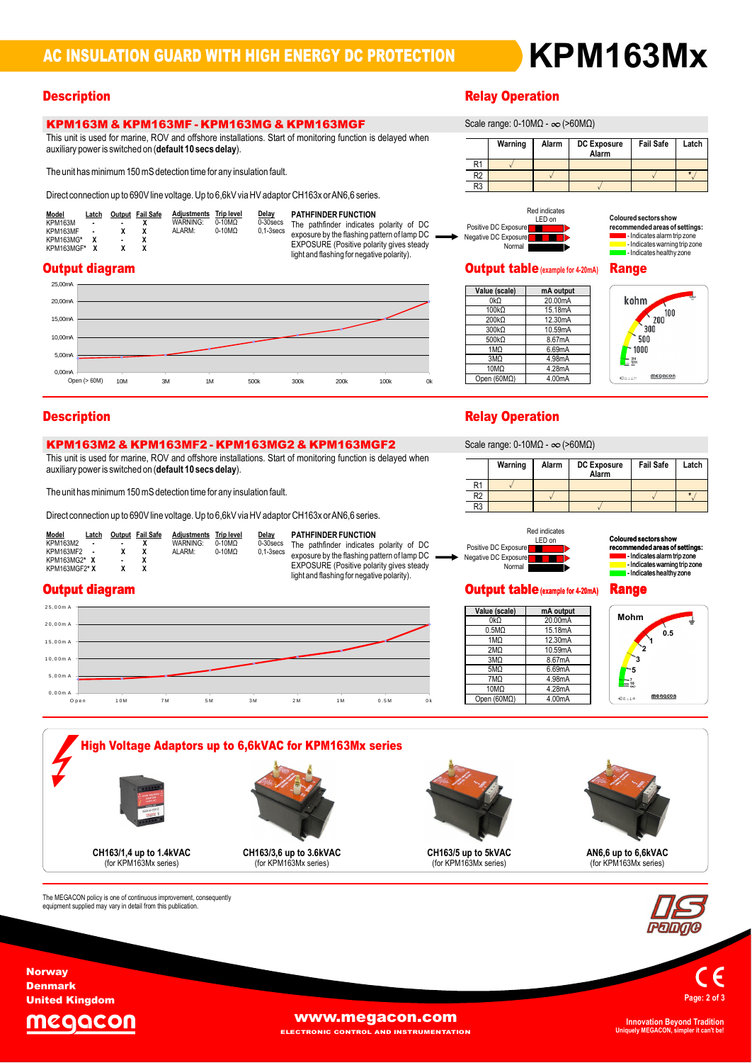# AC INSULATION GUARD WITH HIGH ENERGY DC PROTECTION

# KPM163Mx

## Description

### KPM163M & KPM163MF - KPM163MG & KPM163MGF

This unit is used for marine, ROV and offshore installations. Start of monitoring function is delayed when auxiliary power is switched on (**default 10 secs delay**).

The unit has minimum 150 mS detection time for any insulation fault.

Direct connection up to 690V line voltage. Up to 6,6kV via HV adaptor CH163x or AN6,6 series.

| Model | Latch | Output | Fail Safe |
|---|---|---|---|
| KPM163M | - | - | X |
| KPM163MF | - | X | X |
| KPM163MG* | X | - | X |
| KPM163MGF* | X | X | X |

| Adjustments | Trip level | Delay |
|---|---|---|
| WARNING: | 0-10MΩ | 0-30secs |
| ALARM: | 0-10MΩ | 0,1-3secs |

**PATHFINDER FUNCTION**
The pathfinder indicates polarity of DC exposure by the flashing pattern of lamp DC EXPOSURE (Positive polarity gives steady light and flashing for negative polarity).

## Relay Operation

Scale range: 0-10MΩ - ∞ (>60MΩ)

| | Warning | Alarm | DC Exposure Alarm | Fail Safe | Latch |
|---|---|---|---|---|---|
| R1 | √ | | | | |
| R2 | | √ | | √ | *√ |
| R3 | | | √ | | |

Red indicates LED on
- Positive DC Exposure
- Negative DC Exposure
- Normal

**Coloured sectors show recommended areas of settings:**
- Indicates alarm trip zone
- Indicates warning trip zone
- Indicates healthy zone

## Output diagram

## Output table (example for 4-20mA)

| Value (scale) | mA output |
|---|---|
| 0kΩ | 20.00mA |
| 100kΩ | 15.18mA |
| 200kΩ | 12.30mA |
| 300kΩ | 10.59mA |
| 500kΩ | 8.67mA |
| 1MΩ | 6.69mA |
| 3MΩ | 4.98mA |
| 10MΩ | 4.28mA |
| Open (60MΩ) | 4.00mA |

## Range

## Description

### KPM163M2 & KPM163MF2 - KPM163MG2 & KPM163MGF2

This unit is used for marine, ROV and offshore installations. Start of monitoring function is delayed when auxiliary power is switched on (**default 10 secs delay**).

The unit has minimum 150 mS detection time for any insulation fault.

Direct connection up to 690V line voltage. Up to 6,6kV via HV adaptor CH163x or AN6,6 series.

| Model | Latch | Output | Fail Safe |
|---|---|---|---|
| KPM163M2 | - | - | X |
| KPM163MF2 | - | X | X |
| KPM163MG2* | X | - | X |
| KPM163MGF2* | X | X | X |

| Adjustments | Trip level | Delay |
|---|---|---|
| WARNING: | 0-10MΩ | 0-30secs |
| ALARM: | 0-10MΩ | 0,1-3secs |

**PATHFINDER FUNCTION**
The pathfinder indicates polarity of DC exposure by the flashing pattern of lamp DC EXPOSURE (Positive polarity gives steady light and flashing for negative polarity).

## Relay Operation

Scale range: 0-10MΩ - ∞ (>60MΩ)

| | Warning | Alarm | DC Exposure Alarm | Fail Safe | Latch |
|---|---|---|---|---|---|
| R1 | √ | | | | |
| R2 | | √ | | √ | *√ |
| R3 | | | √ | | |

Red indicates LED on
- Positive DC Exposure
- Negative DC Exposure
- Normal

**Coloured sectors show recommended areas of settings:**
- Indicates alarm trip zone
- Indicates warning trip zone
- Indicates healthy zone

## Output diagram

## Output table (example for 4-20mA)

| Value (scale) | mA output |
|---|---|
| 0kΩ | 20.00mA |
| 0.5MΩ | 15.18mA |
| 1MΩ | 12.30mA |
| 2MΩ | 10.59mA |
| 3MΩ | 8.67mA |
| 5MΩ | 6.69mA |
| 7MΩ | 4.98mA |
| 10MΩ | 4.28mA |
| Open (60MΩ) | 4.00mA |

## Range

## High Voltage Adaptors up to 6,6kVAC for KPM163Mx series

**CH163/1,4 up to 1.4kVAC**
(for KPM163Mx series)

**CH163/3,6 up to 3.6kVAC**
(for KPM163Mx series)

**CH163/5 up to 5kVAC**
(for KPM163Mx series)

**AN6,6 up to 6,6kVAC**
(for KPM163Mx series)

The MEGACON policy is one of continuous improvement, consequently equipment supplied may vary in detail from this publication.

Norway
Denmark
United Kingdom

www.megacon.com
ELECTRONIC CONTROL AND INSTRUMENTATION

Innovation Beyond Tradition
Uniquely MEGACON, simpler it can't be!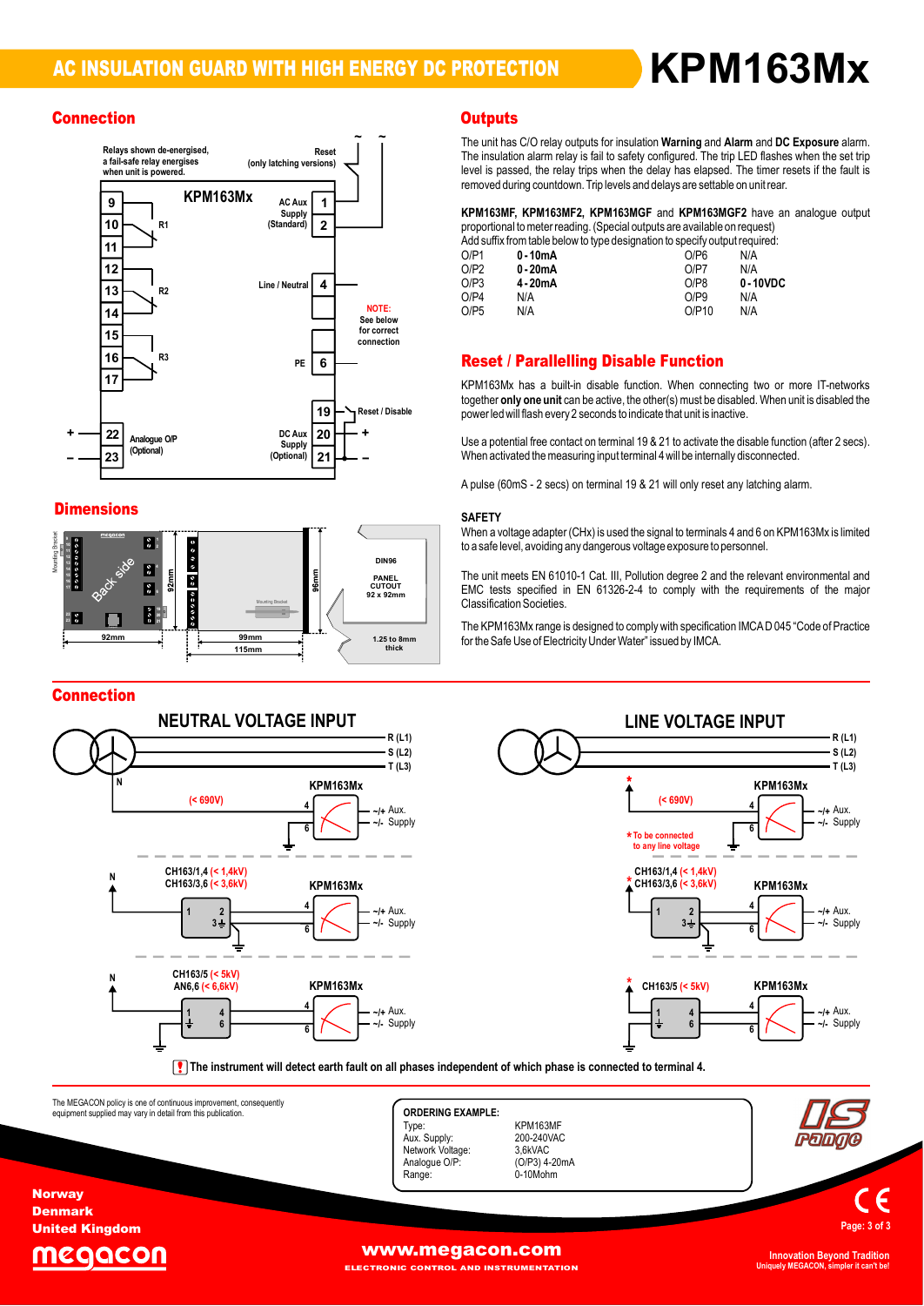# AC INSULATION GUARD WITH HIGH ENERGY DC PROTECTION

# KPM163Mx

## Connection

Relays shown de-energised, a fail-safe relay energises when unit is powered.

Reset (only latching versions)

KPM163Mx

9, 10 R1, 11, 12, 13 R2, 14, 15, 16 R3, 17

AC Aux Supply (Standard) 1, 2

Line / Neutral 4

NOTE: See below for correct connection

PE 6

19 Reset / Disable

+ 22 Analogue O/P (Optional) – 23

DC Aux Supply (Optional) 20 + 21 –

## Dimensions

Back side

92mm

92mm

99mm

115mm

96mm

Mounting Bracket

DIN96

PANEL CUTOUT 92 x 92mm

1.25 to 8mm thick

## Outputs

The unit has C/O relay outputs for insulation **Warning** and **Alarm** and **DC Exposure** alarm. The insulation alarm relay is fail to safety configured. The trip LED flashes when the set trip level is passed, the relay trips when the delay has elapsed. The timer resets if the fault is removed during countdown. Trip levels and delays are settable on unit rear.

**KPM163MF, KPM163MF2, KPM163MGF** and **KPM163MGF2** have an analogue output proportional to meter reading. (Special outputs are available on request)
Add suffix from table below to type designation to specify output required:

| | | | |
|---|---|---|---|
| O/P1 | **0 - 10mA** | O/P6 | N/A |
| O/P2 | **0 - 20mA** | O/P7 | N/A |
| O/P3 | **4 - 20mA** | O/P8 | **0 - 10VDC** |
| O/P4 | N/A | O/P9 | N/A |
| O/P5 | N/A | O/P10 | N/A |

## Reset / Parallelling Disable Function

KPM163Mx has a built-in disable function. When connecting two or more IT-networks together **only one unit** can be active, the other(s) must be disabled. When unit is disabled the power led will flash every 2 seconds to indicate that unit is inactive.

Use a potential free contact on terminal 19 & 21 to activate the disable function (after 2 secs). When activated the measuring input terminal 4 will be internally disconnected.

A pulse (60mS - 2 secs) on terminal 19 & 21 will only reset any latching alarm.

### SAFETY

When a voltage adapter (CHx) is used the signal to terminals 4 and 6 on KPM163Mx is limited to a safe level, avoiding any dangerous voltage exposure to personnel.

The unit meets EN 61010-1 Cat. III, Pollution degree 2 and the relevant environmental and EMC tests specified in EN 61326-2-4 to comply with the requirements of the major Classification Societies.

The KPM163Mx range is designed to comply with specification IMCA D 045 "Code of Practice for the Safe Use of Electricity Under Water" issued by IMCA.

## Connection

### NEUTRAL VOLTAGE INPUT

R (L1), S (L2), T (L3)

N

(< 690V) — KPM163Mx, 4, 6, ~/+ Aux. ~/- Supply

CH163/1,4 (< 1,4kV)
CH163/3,6 (< 3,6kV) — 1, 2, 3 — KPM163Mx, 4, 6, ~/+ Aux. ~/- Supply

CH163/5 (< 5kV)
AN6,6 (< 6,6kV) — 1, 4, 6 — KPM163Mx, 4, 6, ~/+ Aux. ~/- Supply

### LINE VOLTAGE INPUT

R (L1), S (L2), T (L3)

(< 690V) — KPM163Mx, 4, 6, ~/+ Aux. ~/- Supply

*To be connected to any line voltage

CH163/1,4 (< 1,4kV)
CH163/3,6 (< 3,6kV) — 1, 2, 3 — KPM163Mx, 4, 6, ~/+ Aux. ~/- Supply

CH163/5 (< 5kV) — 1, 4, 6 — KPM163Mx, 4, 6, ~/+ Aux. ~/- Supply

**The instrument will detect earth fault on all phases independent of which phase is connected to terminal 4.**

The MEGACON policy is one of continuous improvement, consequently equipment supplied may vary in detail from this publication.

**ORDERING EXAMPLE:**

| | |
|---|---|
| Type: | KPM163MF |
| Aux. Supply: | 200-240VAC |
| Network Voltage: | 3,6kVAC |
| Analogue O/P: | (O/P3) 4-20mA |
| Range: | 0-10Mohm |

IS range

Norway
Denmark
United Kingdom

megacon

www.megacon.com
ELECTRONIC CONTROL AND INSTRUMENTATION

Innovation Beyond Tradition
Uniquely MEGACON, simpler it can't be!